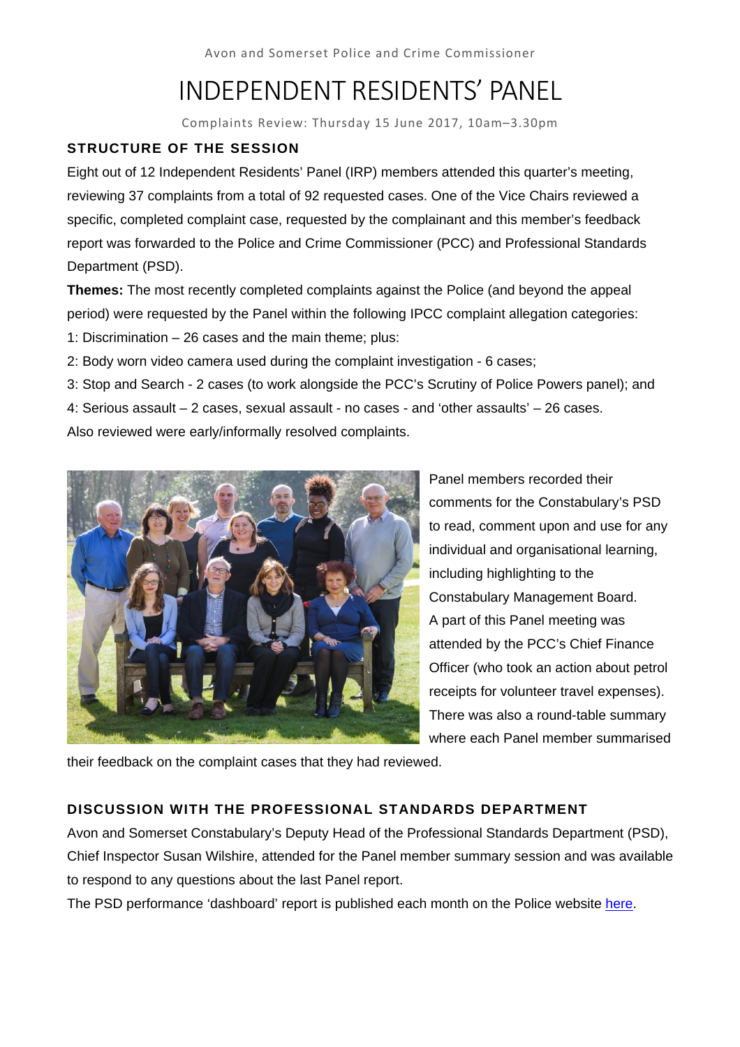Avon and Somerset Police and Crime Commissioner

# INDEPENDENT RESIDENTS' PANEL

Complaints Review: Thursday 15 June 2017, 10am–3.30pm

## STRUCTURE OF THE SESSION

Eight out of 12 Independent Residents' Panel (IRP) members attended this quarter's meeting, reviewing 37 complaints from a total of 92 requested cases. One of the Vice Chairs reviewed a specific, completed complaint case, requested by the complainant and this member's feedback report was forwarded to the Police and Crime Commissioner (PCC) and Professional Standards Department (PSD).

**Themes:** The most recently completed complaints against the Police (and beyond the appeal period) were requested by the Panel within the following IPCC complaint allegation categories:

1: Discrimination – 26 cases and the main theme; plus:

2: Body worn video camera used during the complaint investigation - 6 cases;

3: Stop and Search - 2 cases (to work alongside the PCC's Scrutiny of Police Powers panel); and

4: Serious assault – 2 cases, sexual assault - no cases - and 'other assaults' – 26 cases.

Also reviewed were early/informally resolved complaints.

Panel members recorded their comments for the Constabulary's PSD to read, comment upon and use for any individual and organisational learning, including highlighting to the Constabulary Management Board. A part of this Panel meeting was attended by the PCC's Chief Finance Officer (who took an action about petrol receipts for volunteer travel expenses). There was also a round-table summary where each Panel member summarised their feedback on the complaint cases that they had reviewed.

## DISCUSSION WITH THE PROFESSIONAL STANDARDS DEPARTMENT

Avon and Somerset Constabulary's Deputy Head of the Professional Standards Department (PSD), Chief Inspector Susan Wilshire, attended for the Panel member summary session and was available to respond to any questions about the last Panel report.

The PSD performance 'dashboard' report is published each month on the Police website here.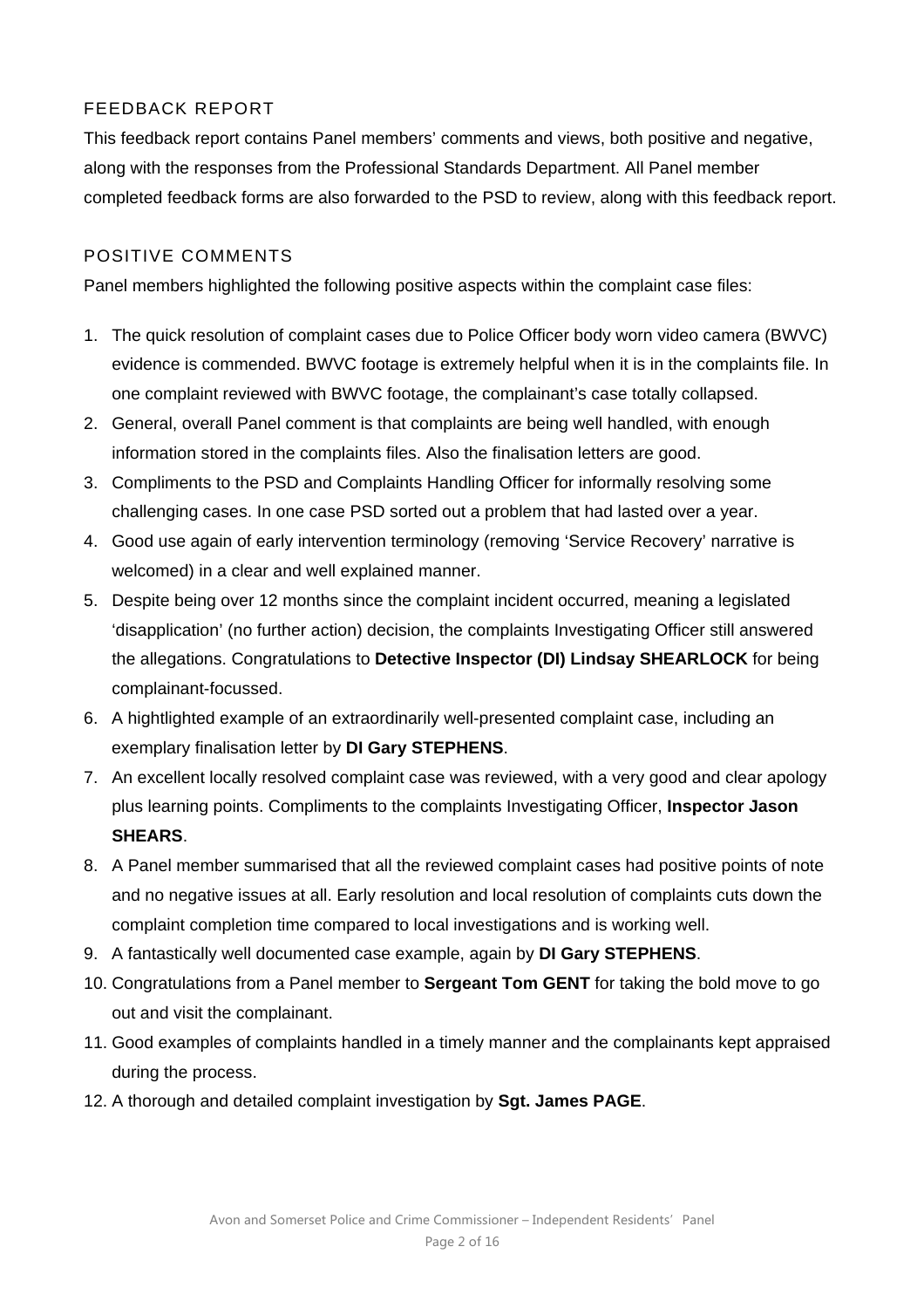## FEEDBACK REPORT

This feedback report contains Panel members' comments and views, both positive and negative, along with the responses from the Professional Standards Department. All Panel member completed feedback forms are also forwarded to the PSD to review, along with this feedback report.

## POSITIVE COMMENTS

Panel members highlighted the following positive aspects within the complaint case files:

1. The quick resolution of complaint cases due to Police Officer body worn video camera (BWVC) evidence is commended. BWVC footage is extremely helpful when it is in the complaints file. In one complaint reviewed with BWVC footage, the complainant's case totally collapsed.
2. General, overall Panel comment is that complaints are being well handled, with enough information stored in the complaints files. Also the finalisation letters are good.
3. Compliments to the PSD and Complaints Handling Officer for informally resolving some challenging cases. In one case PSD sorted out a problem that had lasted over a year.
4. Good use again of early intervention terminology (removing 'Service Recovery' narrative is welcomed) in a clear and well explained manner.
5. Despite being over 12 months since the complaint incident occurred, meaning a legislated 'disapplication' (no further action) decision, the complaints Investigating Officer still answered the allegations. Congratulations to **Detective Inspector (DI) Lindsay SHEARLOCK** for being complainant-focussed.
6. A hightlighted example of an extraordinarily well-presented complaint case, including an exemplary finalisation letter by **DI Gary STEPHENS**.
7. An excellent locally resolved complaint case was reviewed, with a very good and clear apology plus learning points. Compliments to the complaints Investigating Officer, **Inspector Jason SHEARS**.
8. A Panel member summarised that all the reviewed complaint cases had positive points of note and no negative issues at all. Early resolution and local resolution of complaints cuts down the complaint completion time compared to local investigations and is working well.
9. A fantastically well documented case example, again by **DI Gary STEPHENS**.
10. Congratulations from a Panel member to **Sergeant Tom GENT** for taking the bold move to go out and visit the complainant.
11. Good examples of complaints handled in a timely manner and the complainants kept appraised during the process.
12. A thorough and detailed complaint investigation by **Sgt. James PAGE**.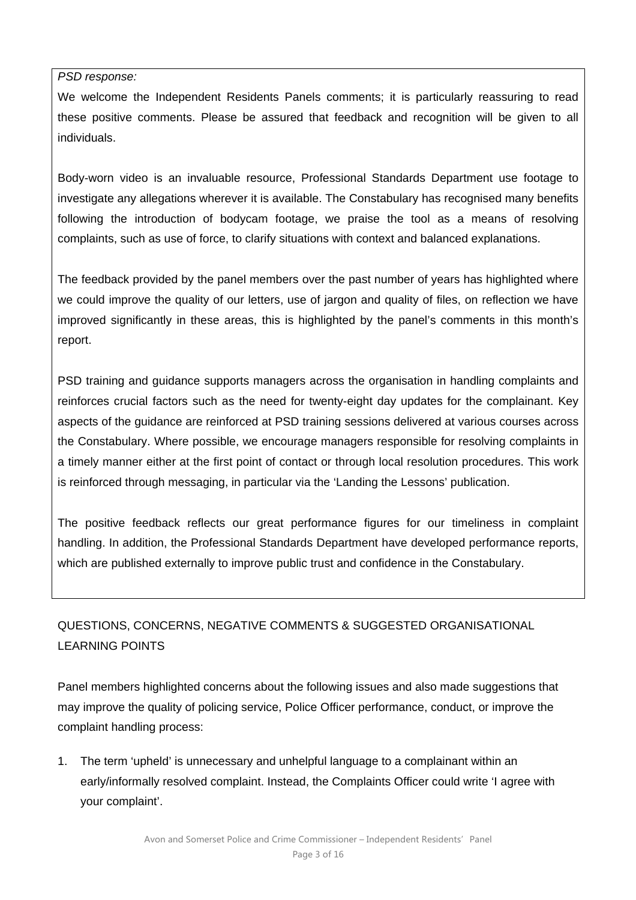*PSD response:*

We welcome the Independent Residents Panels comments; it is particularly reassuring to read these positive comments. Please be assured that feedback and recognition will be given to all individuals.

Body-worn video is an invaluable resource, Professional Standards Department use footage to investigate any allegations wherever it is available. The Constabulary has recognised many benefits following the introduction of bodycam footage, we praise the tool as a means of resolving complaints, such as use of force, to clarify situations with context and balanced explanations.

The feedback provided by the panel members over the past number of years has highlighted where we could improve the quality of our letters, use of jargon and quality of files, on reflection we have improved significantly in these areas, this is highlighted by the panel's comments in this month's report.

PSD training and guidance supports managers across the organisation in handling complaints and reinforces crucial factors such as the need for twenty-eight day updates for the complainant. Key aspects of the guidance are reinforced at PSD training sessions delivered at various courses across the Constabulary. Where possible, we encourage managers responsible for resolving complaints in a timely manner either at the first point of contact or through local resolution procedures. This work is reinforced through messaging, in particular via the 'Landing the Lessons' publication.

The positive feedback reflects our great performance figures for our timeliness in complaint handling. In addition, the Professional Standards Department have developed performance reports, which are published externally to improve public trust and confidence in the Constabulary.

QUESTIONS, CONCERNS, NEGATIVE COMMENTS & SUGGESTED ORGANISATIONAL LEARNING POINTS

Panel members highlighted concerns about the following issues and also made suggestions that may improve the quality of policing service, Police Officer performance, conduct, or improve the complaint handling process:

1. The term 'upheld' is unnecessary and unhelpful language to a complainant within an early/informally resolved complaint. Instead, the Complaints Officer could write 'I agree with your complaint'.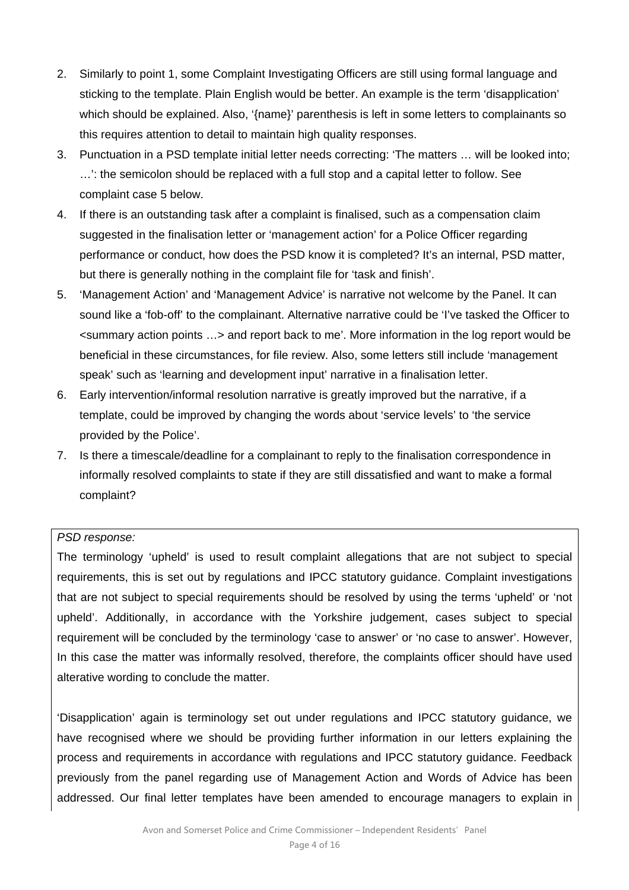2. Similarly to point 1, some Complaint Investigating Officers are still using formal language and sticking to the template. Plain English would be better. An example is the term 'disapplication' which should be explained. Also, '{name}' parenthesis is left in some letters to complainants so this requires attention to detail to maintain high quality responses.
3. Punctuation in a PSD template initial letter needs correcting: 'The matters … will be looked into; …': the semicolon should be replaced with a full stop and a capital letter to follow. See complaint case 5 below.
4. If there is an outstanding task after a complaint is finalised, such as a compensation claim suggested in the finalisation letter or 'management action' for a Police Officer regarding performance or conduct, how does the PSD know it is completed? It's an internal, PSD matter, but there is generally nothing in the complaint file for 'task and finish'.
5. 'Management Action' and 'Management Advice' is narrative not welcome by the Panel. It can sound like a 'fob-off' to the complainant. Alternative narrative could be 'I've tasked the Officer to <summary action points …> and report back to me'. More information in the log report would be beneficial in these circumstances, for file review. Also, some letters still include 'management speak' such as 'learning and development input' narrative in a finalisation letter.
6. Early intervention/informal resolution narrative is greatly improved but the narrative, if a template, could be improved by changing the words about 'service levels' to 'the service provided by the Police'.
7. Is there a timescale/deadline for a complainant to reply to the finalisation correspondence in informally resolved complaints to state if they are still dissatisfied and want to make a formal complaint?

*PSD response:*

The terminology 'upheld' is used to result complaint allegations that are not subject to special requirements, this is set out by regulations and IPCC statutory guidance. Complaint investigations that are not subject to special requirements should be resolved by using the terms 'upheld' or 'not upheld'. Additionally, in accordance with the Yorkshire judgement, cases subject to special requirement will be concluded by the terminology 'case to answer' or 'no case to answer'. However, In this case the matter was informally resolved, therefore, the complaints officer should have used alterative wording to conclude the matter.

'Disapplication' again is terminology set out under regulations and IPCC statutory guidance, we have recognised where we should be providing further information in our letters explaining the process and requirements in accordance with regulations and IPCC statutory guidance. Feedback previously from the panel regarding use of Management Action and Words of Advice has been addressed. Our final letter templates have been amended to encourage managers to explain in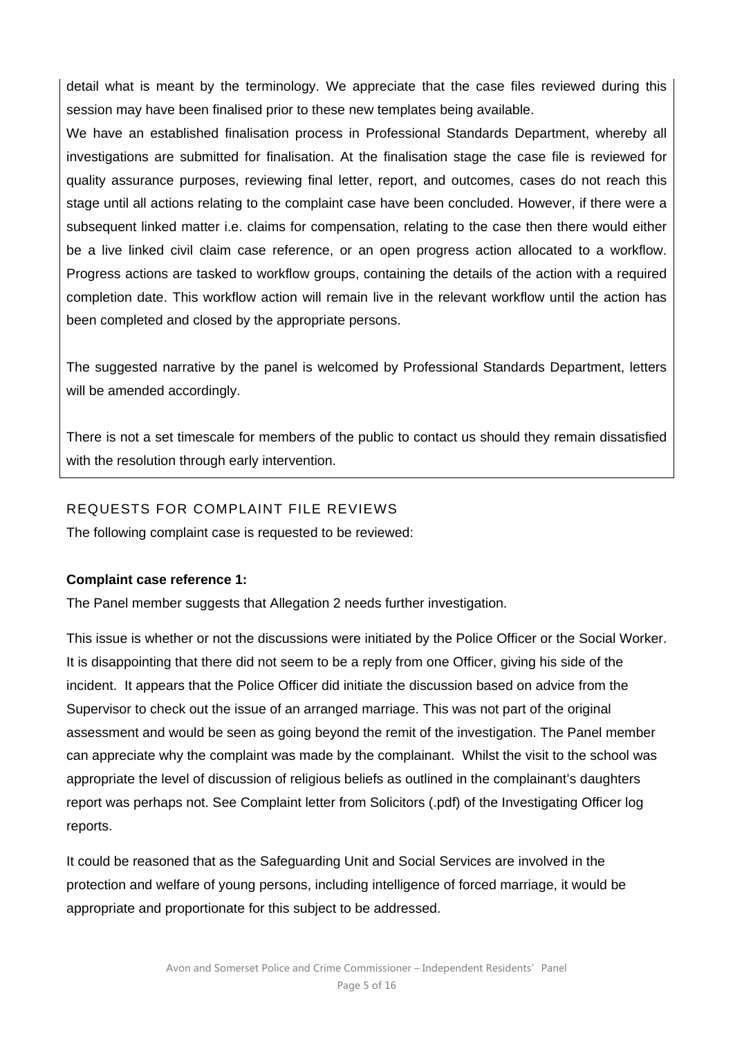detail what is meant by the terminology. We appreciate that the case files reviewed during this session may have been finalised prior to these new templates being available.

We have an established finalisation process in Professional Standards Department, whereby all investigations are submitted for finalisation. At the finalisation stage the case file is reviewed for quality assurance purposes, reviewing final letter, report, and outcomes, cases do not reach this stage until all actions relating to the complaint case have been concluded. However, if there were a subsequent linked matter i.e. claims for compensation, relating to the case then there would either be a live linked civil claim case reference, or an open progress action allocated to a workflow. Progress actions are tasked to workflow groups, containing the details of the action with a required completion date. This workflow action will remain live in the relevant workflow until the action has been completed and closed by the appropriate persons.

The suggested narrative by the panel is welcomed by Professional Standards Department, letters will be amended accordingly.

There is not a set timescale for members of the public to contact us should they remain dissatisfied with the resolution through early intervention.

## REQUESTS FOR COMPLAINT FILE REVIEWS

The following complaint case is requested to be reviewed:

**Complaint case reference 1:**

The Panel member suggests that Allegation 2 needs further investigation.

This issue is whether or not the discussions were initiated by the Police Officer or the Social Worker. It is disappointing that there did not seem to be a reply from one Officer, giving his side of the incident. It appears that the Police Officer did initiate the discussion based on advice from the Supervisor to check out the issue of an arranged marriage. This was not part of the original assessment and would be seen as going beyond the remit of the investigation. The Panel member can appreciate why the complaint was made by the complainant. Whilst the visit to the school was appropriate the level of discussion of religious beliefs as outlined in the complainant's daughters report was perhaps not. See Complaint letter from Solicitors (.pdf) of the Investigating Officer log reports.

It could be reasoned that as the Safeguarding Unit and Social Services are involved in the protection and welfare of young persons, including intelligence of forced marriage, it would be appropriate and proportionate for this subject to be addressed.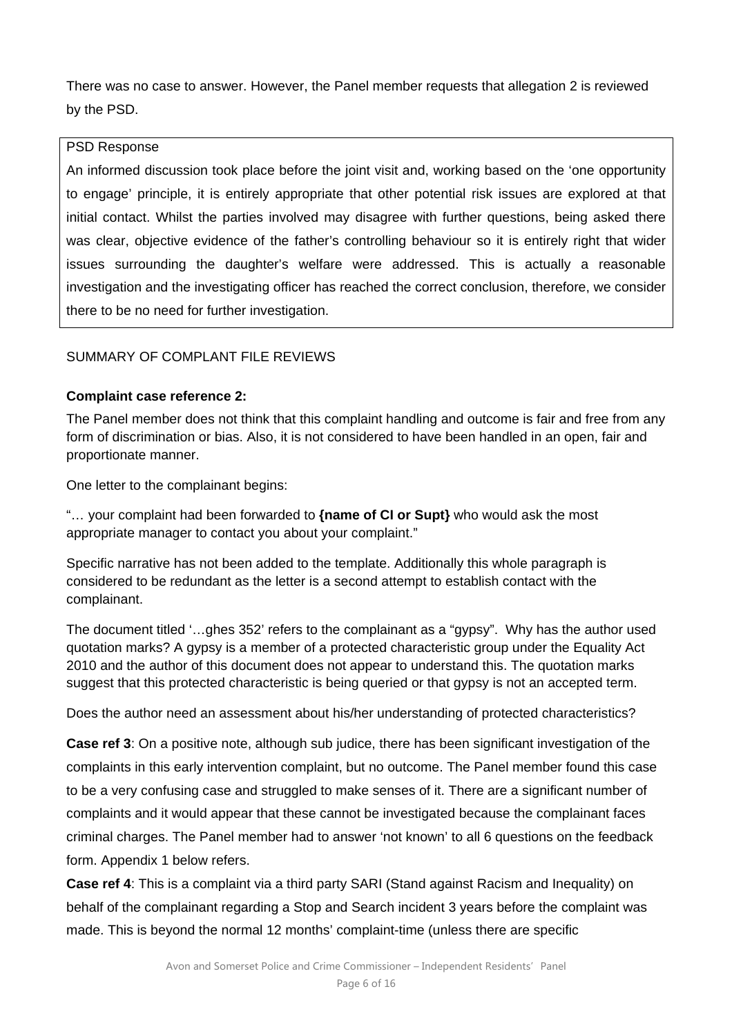There was no case to answer. However, the Panel member requests that allegation 2 is reviewed by the PSD.

> PSD Response
>
> An informed discussion took place before the joint visit and, working based on the 'one opportunity to engage' principle, it is entirely appropriate that other potential risk issues are explored at that initial contact. Whilst the parties involved may disagree with further questions, being asked there was clear, objective evidence of the father's controlling behaviour so it is entirely right that wider issues surrounding the daughter's welfare were addressed. This is actually a reasonable investigation and the investigating officer has reached the correct conclusion, therefore, we consider there to be no need for further investigation.

SUMMARY OF COMPLANT FILE REVIEWS

**Complaint case reference 2:**

The Panel member does not think that this complaint handling and outcome is fair and free from any form of discrimination or bias. Also, it is not considered to have been handled in an open, fair and proportionate manner.

One letter to the complainant begins:

"… your complaint had been forwarded to **{name of CI or Supt}** who would ask the most appropriate manager to contact you about your complaint."

Specific narrative has not been added to the template. Additionally this whole paragraph is considered to be redundant as the letter is a second attempt to establish contact with the complainant.

The document titled '…ghes 352' refers to the complainant as a "gypsy". Why has the author used quotation marks? A gypsy is a member of a protected characteristic group under the Equality Act 2010 and the author of this document does not appear to understand this. The quotation marks suggest that this protected characteristic is being queried or that gypsy is not an accepted term.

Does the author need an assessment about his/her understanding of protected characteristics?

**Case ref 3**: On a positive note, although sub judice, there has been significant investigation of the complaints in this early intervention complaint, but no outcome. The Panel member found this case to be a very confusing case and struggled to make senses of it. There are a significant number of complaints and it would appear that these cannot be investigated because the complainant faces criminal charges. The Panel member had to answer 'not known' to all 6 questions on the feedback form. Appendix 1 below refers.

**Case ref 4**: This is a complaint via a third party SARI (Stand against Racism and Inequality) on behalf of the complainant regarding a Stop and Search incident 3 years before the complaint was made. This is beyond the normal 12 months' complaint-time (unless there are specific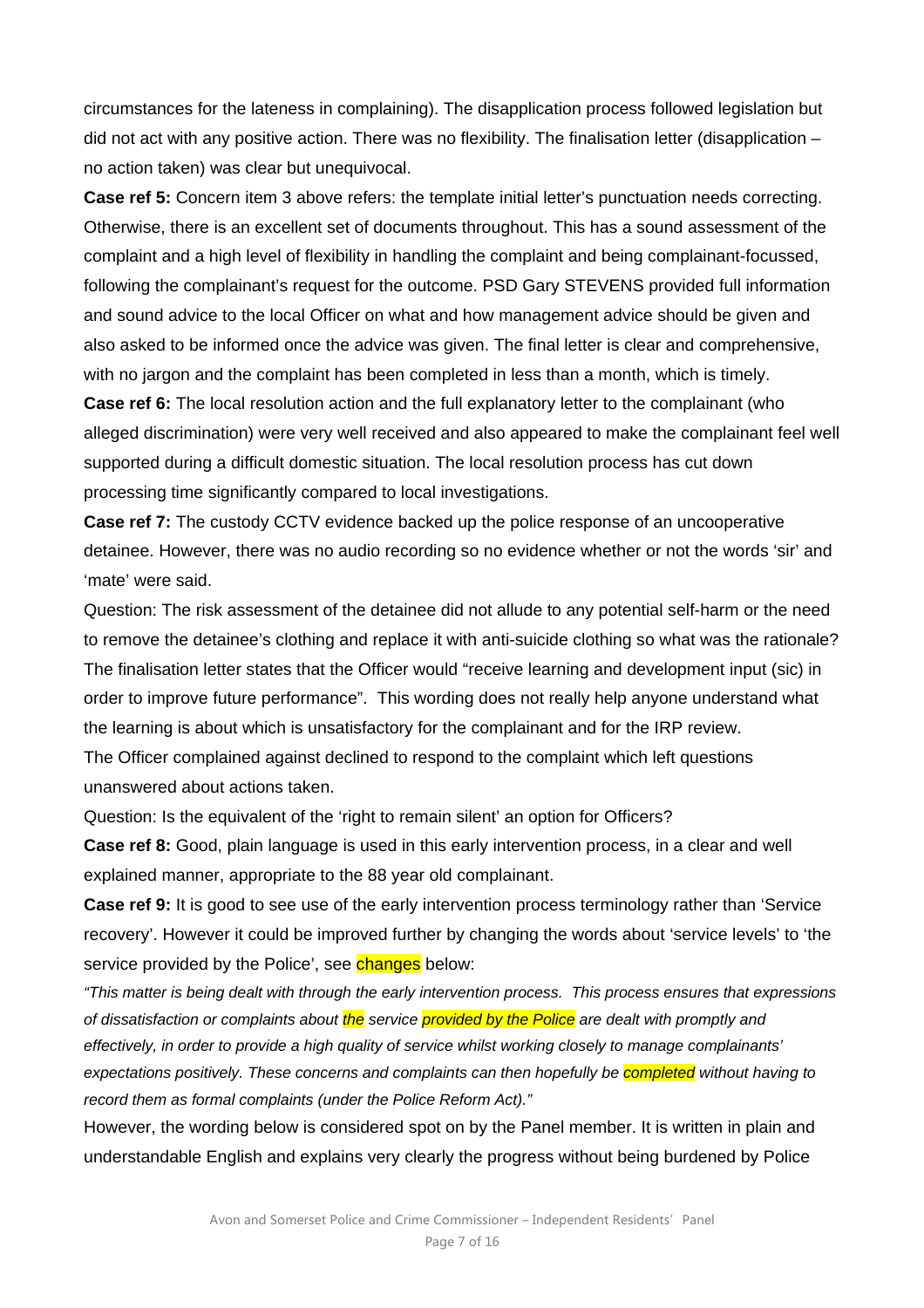circumstances for the lateness in complaining). The disapplication process followed legislation but did not act with any positive action. There was no flexibility. The finalisation letter (disapplication – no action taken) was clear but unequivocal.

**Case ref 5:** Concern item 3 above refers: the template initial letter's punctuation needs correcting. Otherwise, there is an excellent set of documents throughout. This has a sound assessment of the complaint and a high level of flexibility in handling the complaint and being complainant-focussed, following the complainant's request for the outcome. PSD Gary STEVENS provided full information and sound advice to the local Officer on what and how management advice should be given and also asked to be informed once the advice was given. The final letter is clear and comprehensive, with no jargon and the complaint has been completed in less than a month, which is timely.

**Case ref 6:** The local resolution action and the full explanatory letter to the complainant (who alleged discrimination) were very well received and also appeared to make the complainant feel well supported during a difficult domestic situation. The local resolution process has cut down processing time significantly compared to local investigations.

**Case ref 7:** The custody CCTV evidence backed up the police response of an uncooperative detainee. However, there was no audio recording so no evidence whether or not the words 'sir' and 'mate' were said.

Question: The risk assessment of the detainee did not allude to any potential self-harm or the need to remove the detainee's clothing and replace it with anti-suicide clothing so what was the rationale? The finalisation letter states that the Officer would "receive learning and development input (sic) in order to improve future performance". This wording does not really help anyone understand what the learning is about which is unsatisfactory for the complainant and for the IRP review.

The Officer complained against declined to respond to the complaint which left questions unanswered about actions taken.

Question: Is the equivalent of the 'right to remain silent' an option for Officers?

**Case ref 8:** Good, plain language is used in this early intervention process, in a clear and well explained manner, appropriate to the 88 year old complainant.

**Case ref 9:** It is good to see use of the early intervention process terminology rather than 'Service recovery'. However it could be improved further by changing the words about 'service levels' to 'the service provided by the Police', see changes below:

*"This matter is being dealt with through the early intervention process. This process ensures that expressions of dissatisfaction or complaints about the service provided by the Police are dealt with promptly and effectively, in order to provide a high quality of service whilst working closely to manage complainants' expectations positively. These concerns and complaints can then hopefully be completed without having to record them as formal complaints (under the Police Reform Act)."*

However, the wording below is considered spot on by the Panel member. It is written in plain and understandable English and explains very clearly the progress without being burdened by Police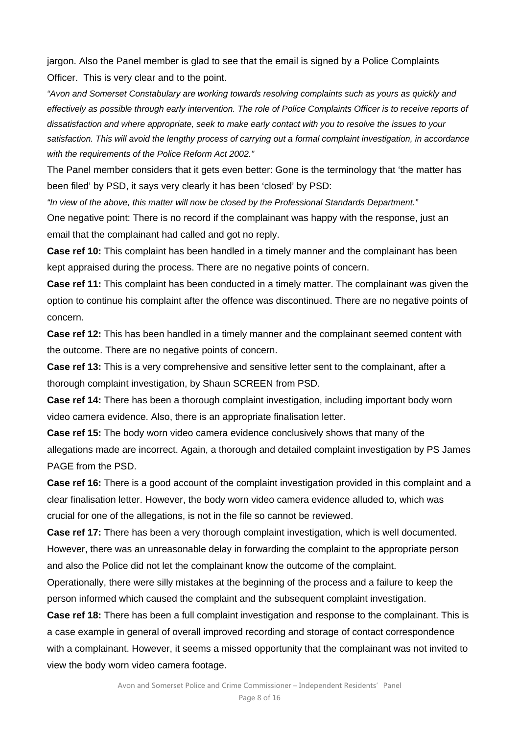jargon. Also the Panel member is glad to see that the email is signed by a Police Complaints Officer. This is very clear and to the point.

*"Avon and Somerset Constabulary are working towards resolving complaints such as yours as quickly and effectively as possible through early intervention. The role of Police Complaints Officer is to receive reports of dissatisfaction and where appropriate, seek to make early contact with you to resolve the issues to your satisfaction. This will avoid the lengthy process of carrying out a formal complaint investigation, in accordance with the requirements of the Police Reform Act 2002."*

The Panel member considers that it gets even better: Gone is the terminology that 'the matter has been filed' by PSD, it says very clearly it has been 'closed' by PSD:

*"In view of the above, this matter will now be closed by the Professional Standards Department."*

One negative point: There is no record if the complainant was happy with the response, just an email that the complainant had called and got no reply.

**Case ref 10:** This complaint has been handled in a timely manner and the complainant has been kept appraised during the process. There are no negative points of concern.

**Case ref 11:** This complaint has been conducted in a timely matter. The complainant was given the option to continue his complaint after the offence was discontinued. There are no negative points of concern.

**Case ref 12:** This has been handled in a timely manner and the complainant seemed content with the outcome. There are no negative points of concern.

**Case ref 13:** This is a very comprehensive and sensitive letter sent to the complainant, after a thorough complaint investigation, by Shaun SCREEN from PSD.

**Case ref 14:** There has been a thorough complaint investigation, including important body worn video camera evidence. Also, there is an appropriate finalisation letter.

**Case ref 15:** The body worn video camera evidence conclusively shows that many of the allegations made are incorrect. Again, a thorough and detailed complaint investigation by PS James PAGE from the PSD.

**Case ref 16:** There is a good account of the complaint investigation provided in this complaint and a clear finalisation letter. However, the body worn video camera evidence alluded to, which was crucial for one of the allegations, is not in the file so cannot be reviewed.

**Case ref 17:** There has been a very thorough complaint investigation, which is well documented. However, there was an unreasonable delay in forwarding the complaint to the appropriate person and also the Police did not let the complainant know the outcome of the complaint.

Operationally, there were silly mistakes at the beginning of the process and a failure to keep the person informed which caused the complaint and the subsequent complaint investigation.

**Case ref 18:** There has been a full complaint investigation and response to the complainant. This is a case example in general of overall improved recording and storage of contact correspondence with a complainant. However, it seems a missed opportunity that the complainant was not invited to view the body worn video camera footage.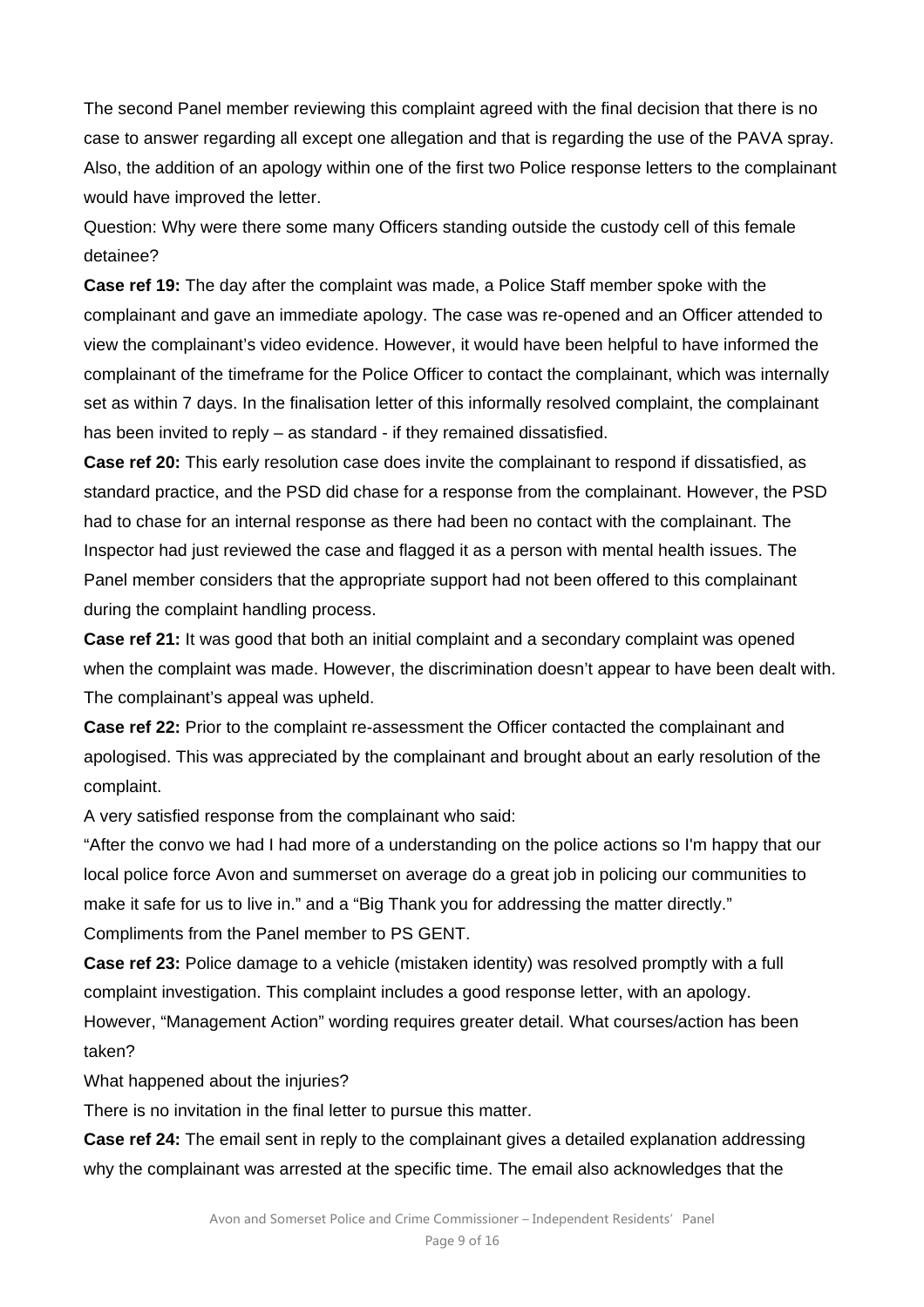The second Panel member reviewing this complaint agreed with the final decision that there is no case to answer regarding all except one allegation and that is regarding the use of the PAVA spray. Also, the addition of an apology within one of the first two Police response letters to the complainant would have improved the letter.

Question: Why were there some many Officers standing outside the custody cell of this female detainee?

**Case ref 19:** The day after the complaint was made, a Police Staff member spoke with the complainant and gave an immediate apology. The case was re-opened and an Officer attended to view the complainant's video evidence. However, it would have been helpful to have informed the complainant of the timeframe for the Police Officer to contact the complainant, which was internally set as within 7 days. In the finalisation letter of this informally resolved complaint, the complainant has been invited to reply – as standard - if they remained dissatisfied.

**Case ref 20:** This early resolution case does invite the complainant to respond if dissatisfied, as standard practice, and the PSD did chase for a response from the complainant. However, the PSD had to chase for an internal response as there had been no contact with the complainant. The Inspector had just reviewed the case and flagged it as a person with mental health issues. The Panel member considers that the appropriate support had not been offered to this complainant during the complaint handling process.

**Case ref 21:** It was good that both an initial complaint and a secondary complaint was opened when the complaint was made. However, the discrimination doesn't appear to have been dealt with. The complainant's appeal was upheld.

**Case ref 22:** Prior to the complaint re-assessment the Officer contacted the complainant and apologised. This was appreciated by the complainant and brought about an early resolution of the complaint.

A very satisfied response from the complainant who said:

"After the convo we had I had more of a understanding on the police actions so I'm happy that our local police force Avon and summerset on average do a great job in policing our communities to make it safe for us to live in." and a "Big Thank you for addressing the matter directly."

Compliments from the Panel member to PS GENT.

**Case ref 23:** Police damage to a vehicle (mistaken identity) was resolved promptly with a full complaint investigation. This complaint includes a good response letter, with an apology. However, "Management Action" wording requires greater detail. What courses/action has been taken?

What happened about the injuries?

There is no invitation in the final letter to pursue this matter.

**Case ref 24:** The email sent in reply to the complainant gives a detailed explanation addressing why the complainant was arrested at the specific time. The email also acknowledges that the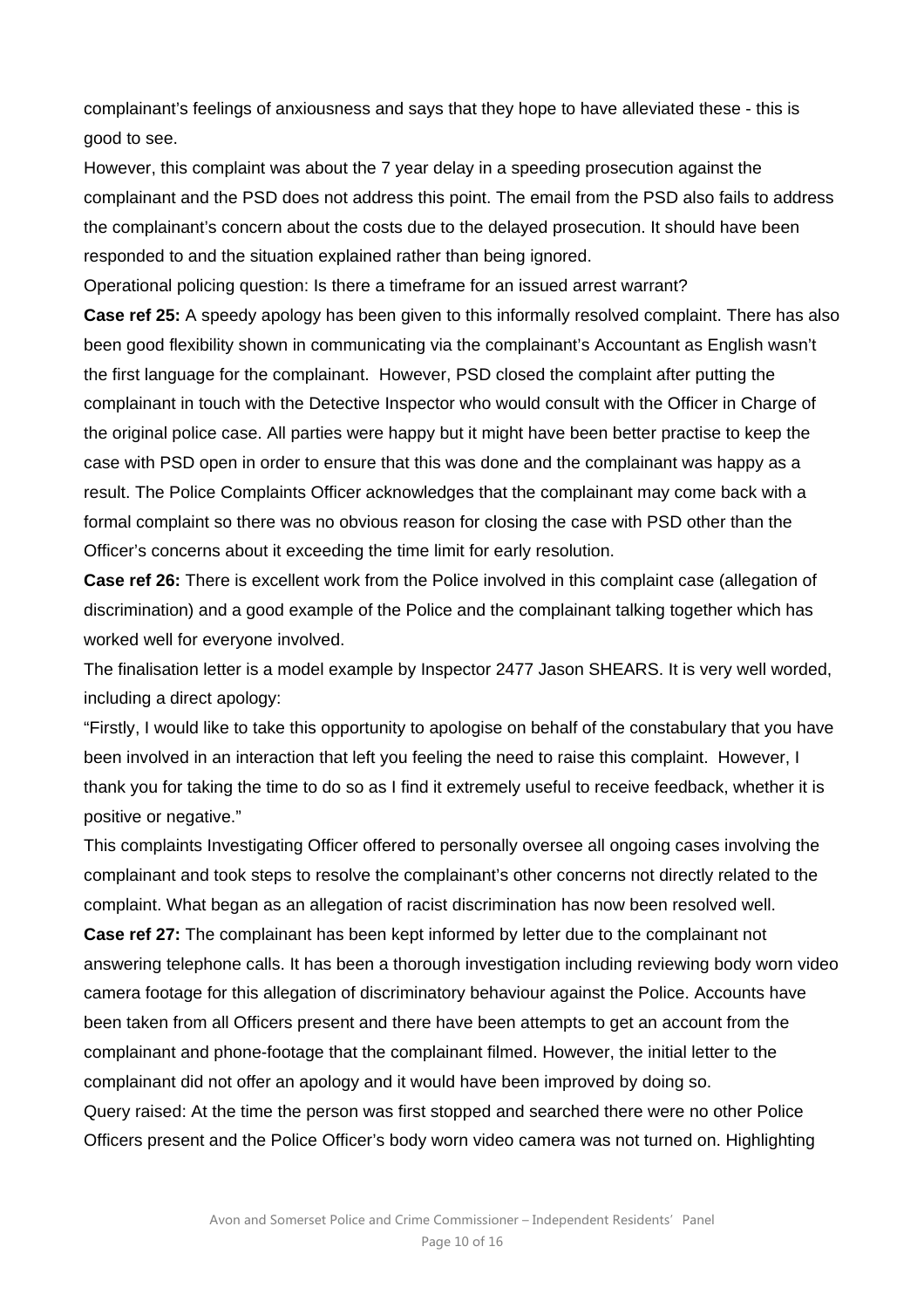complainant's feelings of anxiousness and says that they hope to have alleviated these - this is good to see.

However, this complaint was about the 7 year delay in a speeding prosecution against the complainant and the PSD does not address this point. The email from the PSD also fails to address the complainant's concern about the costs due to the delayed prosecution. It should have been responded to and the situation explained rather than being ignored.

Operational policing question: Is there a timeframe for an issued arrest warrant?

**Case ref 25:** A speedy apology has been given to this informally resolved complaint. There has also been good flexibility shown in communicating via the complainant's Accountant as English wasn't the first language for the complainant. However, PSD closed the complaint after putting the complainant in touch with the Detective Inspector who would consult with the Officer in Charge of the original police case. All parties were happy but it might have been better practise to keep the case with PSD open in order to ensure that this was done and the complainant was happy as a result. The Police Complaints Officer acknowledges that the complainant may come back with a formal complaint so there was no obvious reason for closing the case with PSD other than the Officer's concerns about it exceeding the time limit for early resolution.

**Case ref 26:** There is excellent work from the Police involved in this complaint case (allegation of discrimination) and a good example of the Police and the complainant talking together which has worked well for everyone involved.

The finalisation letter is a model example by Inspector 2477 Jason SHEARS. It is very well worded, including a direct apology:

"Firstly, I would like to take this opportunity to apologise on behalf of the constabulary that you have been involved in an interaction that left you feeling the need to raise this complaint. However, I thank you for taking the time to do so as I find it extremely useful to receive feedback, whether it is positive or negative."

This complaints Investigating Officer offered to personally oversee all ongoing cases involving the complainant and took steps to resolve the complainant's other concerns not directly related to the complaint. What began as an allegation of racist discrimination has now been resolved well.

**Case ref 27:** The complainant has been kept informed by letter due to the complainant not answering telephone calls. It has been a thorough investigation including reviewing body worn video camera footage for this allegation of discriminatory behaviour against the Police. Accounts have been taken from all Officers present and there have been attempts to get an account from the complainant and phone-footage that the complainant filmed. However, the initial letter to the complainant did not offer an apology and it would have been improved by doing so.

Query raised: At the time the person was first stopped and searched there were no other Police Officers present and the Police Officer's body worn video camera was not turned on. Highlighting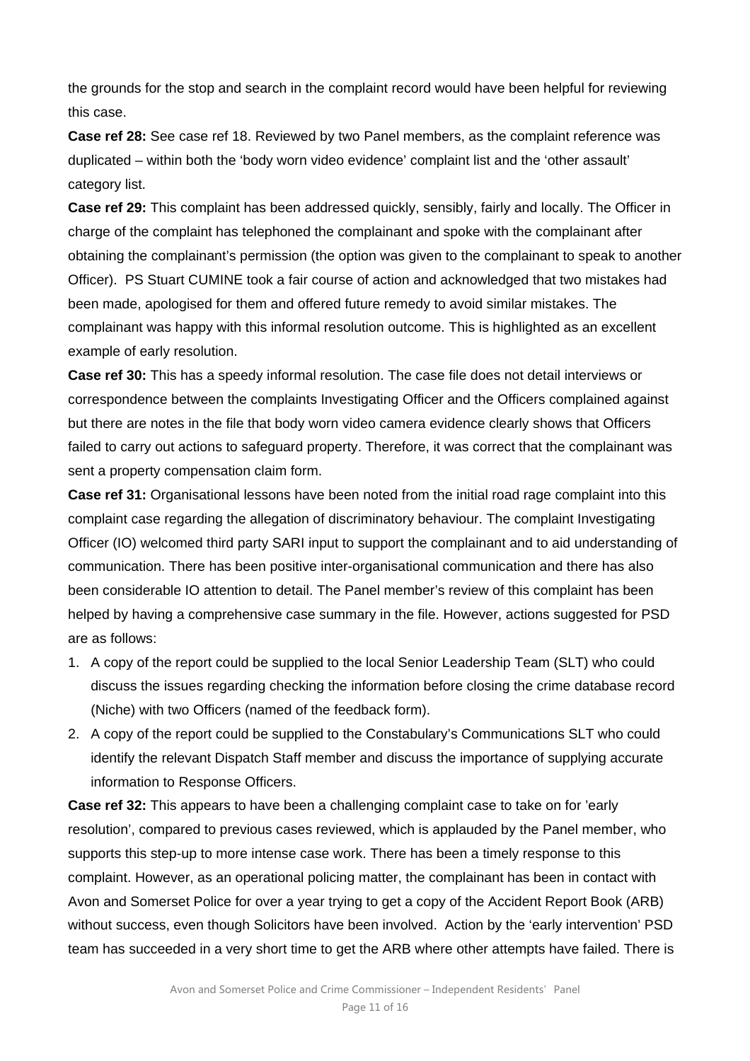the grounds for the stop and search in the complaint record would have been helpful for reviewing this case.

**Case ref 28:** See case ref 18. Reviewed by two Panel members, as the complaint reference was duplicated – within both the 'body worn video evidence' complaint list and the 'other assault' category list.

**Case ref 29:** This complaint has been addressed quickly, sensibly, fairly and locally. The Officer in charge of the complaint has telephoned the complainant and spoke with the complainant after obtaining the complainant's permission (the option was given to the complainant to speak to another Officer). PS Stuart CUMINE took a fair course of action and acknowledged that two mistakes had been made, apologised for them and offered future remedy to avoid similar mistakes. The complainant was happy with this informal resolution outcome. This is highlighted as an excellent example of early resolution.

**Case ref 30:** This has a speedy informal resolution. The case file does not detail interviews or correspondence between the complaints Investigating Officer and the Officers complained against but there are notes in the file that body worn video camera evidence clearly shows that Officers failed to carry out actions to safeguard property. Therefore, it was correct that the complainant was sent a property compensation claim form.

**Case ref 31:** Organisational lessons have been noted from the initial road rage complaint into this complaint case regarding the allegation of discriminatory behaviour. The complaint Investigating Officer (IO) welcomed third party SARI input to support the complainant and to aid understanding of communication. There has been positive inter-organisational communication and there has also been considerable IO attention to detail. The Panel member's review of this complaint has been helped by having a comprehensive case summary in the file. However, actions suggested for PSD are as follows:

1. A copy of the report could be supplied to the local Senior Leadership Team (SLT) who could discuss the issues regarding checking the information before closing the crime database record (Niche) with two Officers (named of the feedback form).
2. A copy of the report could be supplied to the Constabulary's Communications SLT who could identify the relevant Dispatch Staff member and discuss the importance of supplying accurate information to Response Officers.

**Case ref 32:** This appears to have been a challenging complaint case to take on for 'early resolution', compared to previous cases reviewed, which is applauded by the Panel member, who supports this step-up to more intense case work. There has been a timely response to this complaint. However, as an operational policing matter, the complainant has been in contact with Avon and Somerset Police for over a year trying to get a copy of the Accident Report Book (ARB) without success, even though Solicitors have been involved. Action by the 'early intervention' PSD team has succeeded in a very short time to get the ARB where other attempts have failed. There is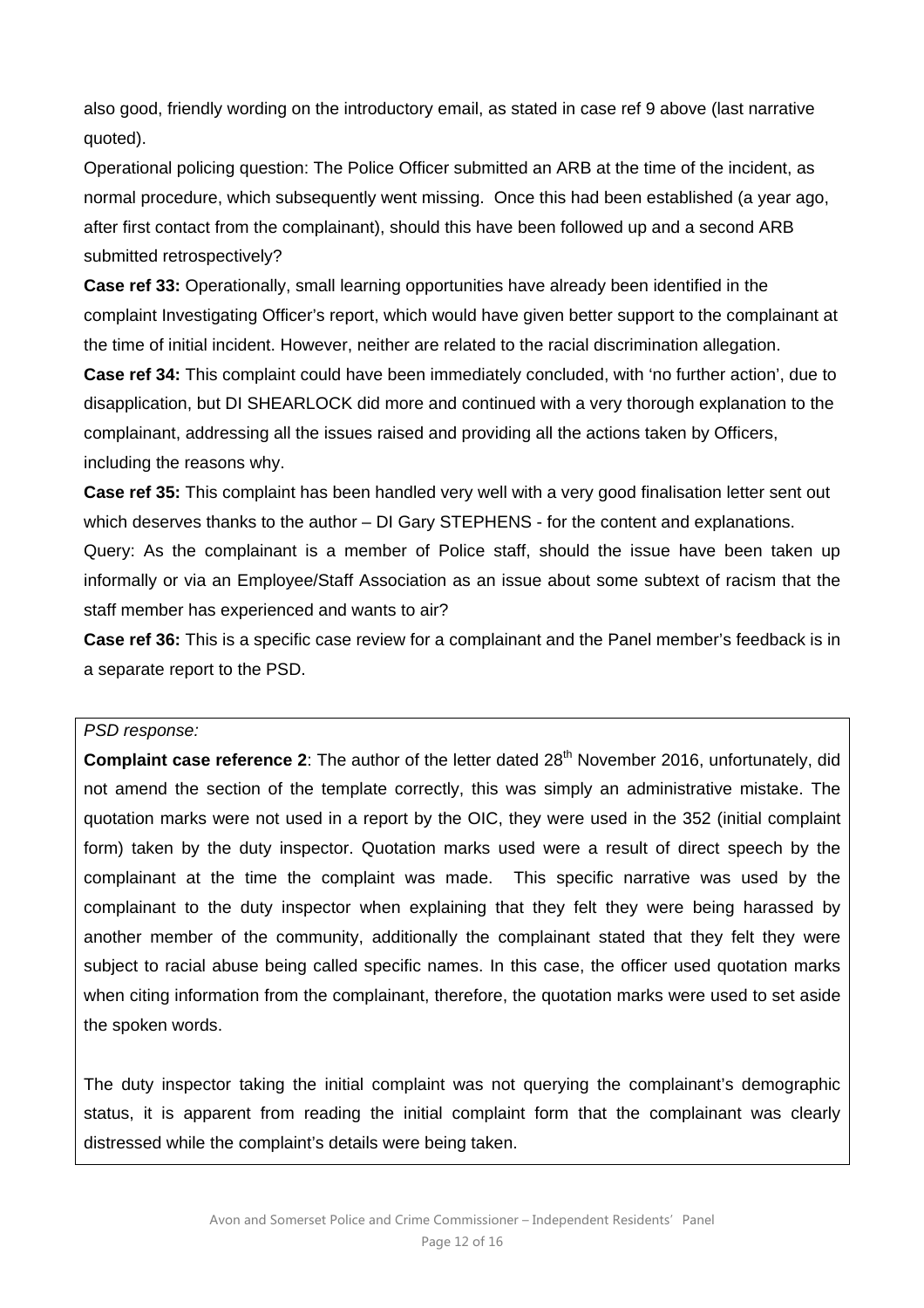also good, friendly wording on the introductory email, as stated in case ref 9 above (last narrative quoted).

Operational policing question: The Police Officer submitted an ARB at the time of the incident, as normal procedure, which subsequently went missing. Once this had been established (a year ago, after first contact from the complainant), should this have been followed up and a second ARB submitted retrospectively?

**Case ref 33:** Operationally, small learning opportunities have already been identified in the complaint Investigating Officer's report, which would have given better support to the complainant at the time of initial incident. However, neither are related to the racial discrimination allegation.

**Case ref 34:** This complaint could have been immediately concluded, with 'no further action', due to disapplication, but DI SHEARLOCK did more and continued with a very thorough explanation to the complainant, addressing all the issues raised and providing all the actions taken by Officers, including the reasons why.

**Case ref 35:** This complaint has been handled very well with a very good finalisation letter sent out which deserves thanks to the author – DI Gary STEPHENS - for the content and explanations.

Query: As the complainant is a member of Police staff, should the issue have been taken up informally or via an Employee/Staff Association as an issue about some subtext of racism that the staff member has experienced and wants to air?

**Case ref 36:** This is a specific case review for a complainant and the Panel member's feedback is in a separate report to the PSD.

*PSD response:*

**Complaint case reference 2**: The author of the letter dated 28th November 2016, unfortunately, did not amend the section of the template correctly, this was simply an administrative mistake. The quotation marks were not used in a report by the OIC, they were used in the 352 (initial complaint form) taken by the duty inspector. Quotation marks used were a result of direct speech by the complainant at the time the complaint was made. This specific narrative was used by the complainant to the duty inspector when explaining that they felt they were being harassed by another member of the community, additionally the complainant stated that they felt they were subject to racial abuse being called specific names. In this case, the officer used quotation marks when citing information from the complainant, therefore, the quotation marks were used to set aside the spoken words.

The duty inspector taking the initial complaint was not querying the complainant's demographic status, it is apparent from reading the initial complaint form that the complainant was clearly distressed while the complaint's details were being taken.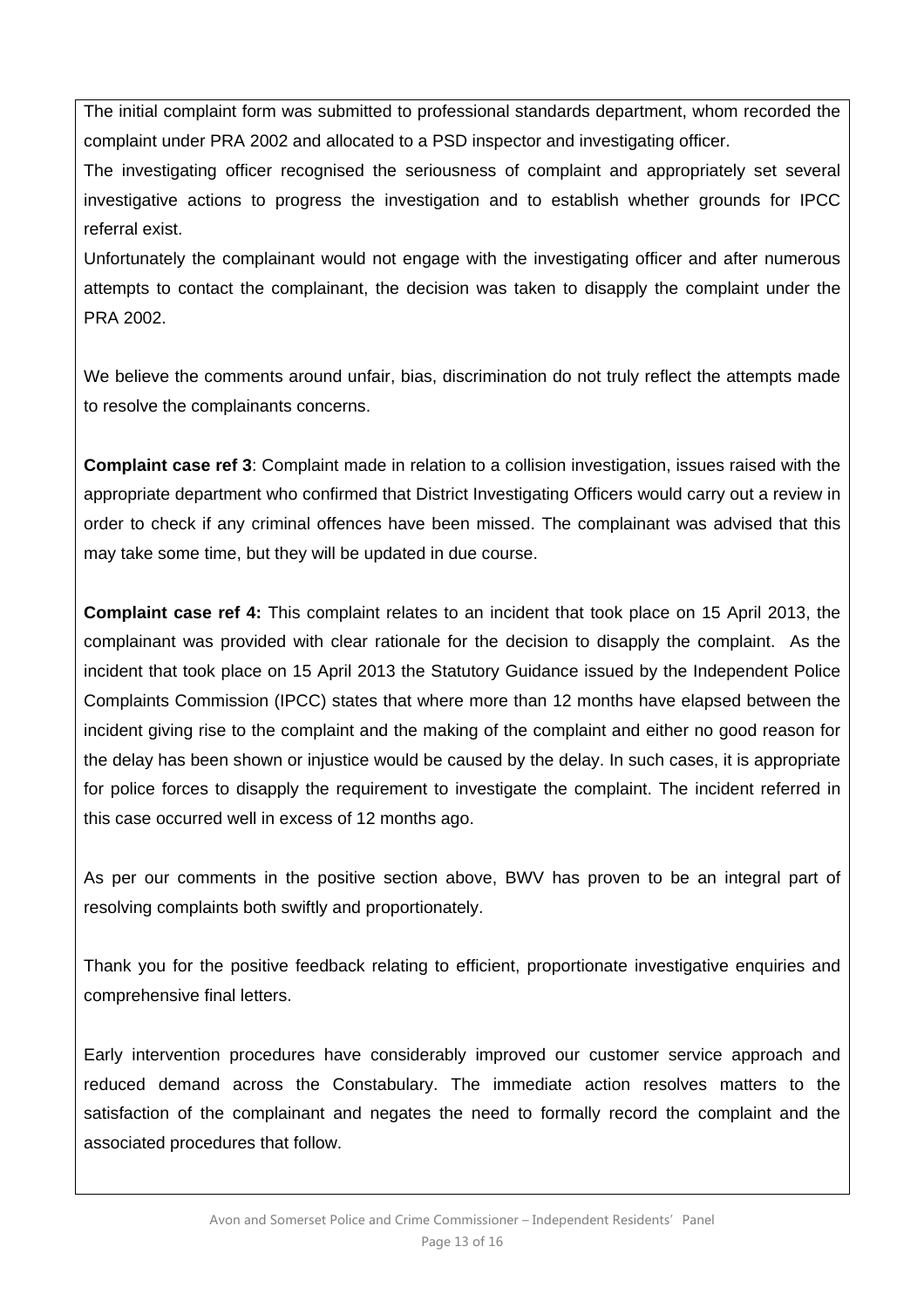The initial complaint form was submitted to professional standards department, whom recorded the complaint under PRA 2002 and allocated to a PSD inspector and investigating officer.

The investigating officer recognised the seriousness of complaint and appropriately set several investigative actions to progress the investigation and to establish whether grounds for IPCC referral exist.

Unfortunately the complainant would not engage with the investigating officer and after numerous attempts to contact the complainant, the decision was taken to disapply the complaint under the PRA 2002.

We believe the comments around unfair, bias, discrimination do not truly reflect the attempts made to resolve the complainants concerns.

**Complaint case ref 3**: Complaint made in relation to a collision investigation, issues raised with the appropriate department who confirmed that District Investigating Officers would carry out a review in order to check if any criminal offences have been missed. The complainant was advised that this may take some time, but they will be updated in due course.

**Complaint case ref 4:** This complaint relates to an incident that took place on 15 April 2013, the complainant was provided with clear rationale for the decision to disapply the complaint. As the incident that took place on 15 April 2013 the Statutory Guidance issued by the Independent Police Complaints Commission (IPCC) states that where more than 12 months have elapsed between the incident giving rise to the complaint and the making of the complaint and either no good reason for the delay has been shown or injustice would be caused by the delay. In such cases, it is appropriate for police forces to disapply the requirement to investigate the complaint. The incident referred in this case occurred well in excess of 12 months ago.

As per our comments in the positive section above, BWV has proven to be an integral part of resolving complaints both swiftly and proportionately.

Thank you for the positive feedback relating to efficient, proportionate investigative enquiries and comprehensive final letters.

Early intervention procedures have considerably improved our customer service approach and reduced demand across the Constabulary. The immediate action resolves matters to the satisfaction of the complainant and negates the need to formally record the complaint and the associated procedures that follow.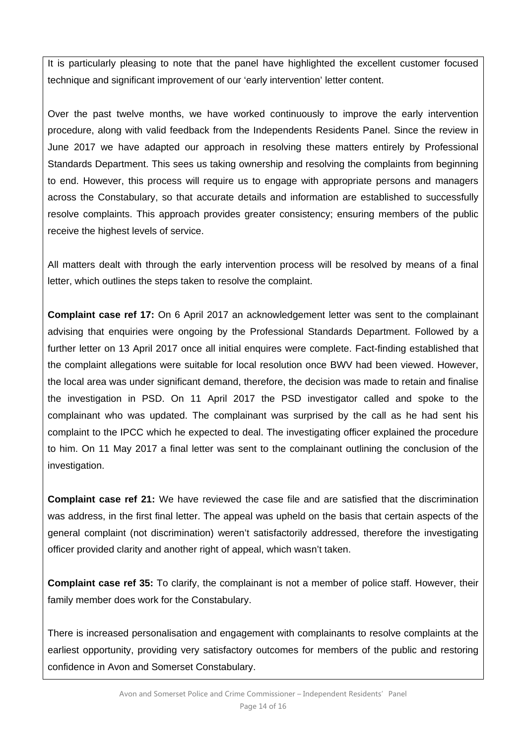It is particularly pleasing to note that the panel have highlighted the excellent customer focused technique and significant improvement of our 'early intervention' letter content.

Over the past twelve months, we have worked continuously to improve the early intervention procedure, along with valid feedback from the Independents Residents Panel. Since the review in June 2017 we have adapted our approach in resolving these matters entirely by Professional Standards Department. This sees us taking ownership and resolving the complaints from beginning to end. However, this process will require us to engage with appropriate persons and managers across the Constabulary, so that accurate details and information are established to successfully resolve complaints. This approach provides greater consistency; ensuring members of the public receive the highest levels of service.

All matters dealt with through the early intervention process will be resolved by means of a final letter, which outlines the steps taken to resolve the complaint.

**Complaint case ref 17:** On 6 April 2017 an acknowledgement letter was sent to the complainant advising that enquiries were ongoing by the Professional Standards Department. Followed by a further letter on 13 April 2017 once all initial enquires were complete. Fact-finding established that the complaint allegations were suitable for local resolution once BWV had been viewed. However, the local area was under significant demand, therefore, the decision was made to retain and finalise the investigation in PSD. On 11 April 2017 the PSD investigator called and spoke to the complainant who was updated. The complainant was surprised by the call as he had sent his complaint to the IPCC which he expected to deal. The investigating officer explained the procedure to him. On 11 May 2017 a final letter was sent to the complainant outlining the conclusion of the investigation.

**Complaint case ref 21:** We have reviewed the case file and are satisfied that the discrimination was address, in the first final letter. The appeal was upheld on the basis that certain aspects of the general complaint (not discrimination) weren't satisfactorily addressed, therefore the investigating officer provided clarity and another right of appeal, which wasn't taken.

**Complaint case ref 35:** To clarify, the complainant is not a member of police staff. However, their family member does work for the Constabulary.

There is increased personalisation and engagement with complainants to resolve complaints at the earliest opportunity, providing very satisfactory outcomes for members of the public and restoring confidence in Avon and Somerset Constabulary.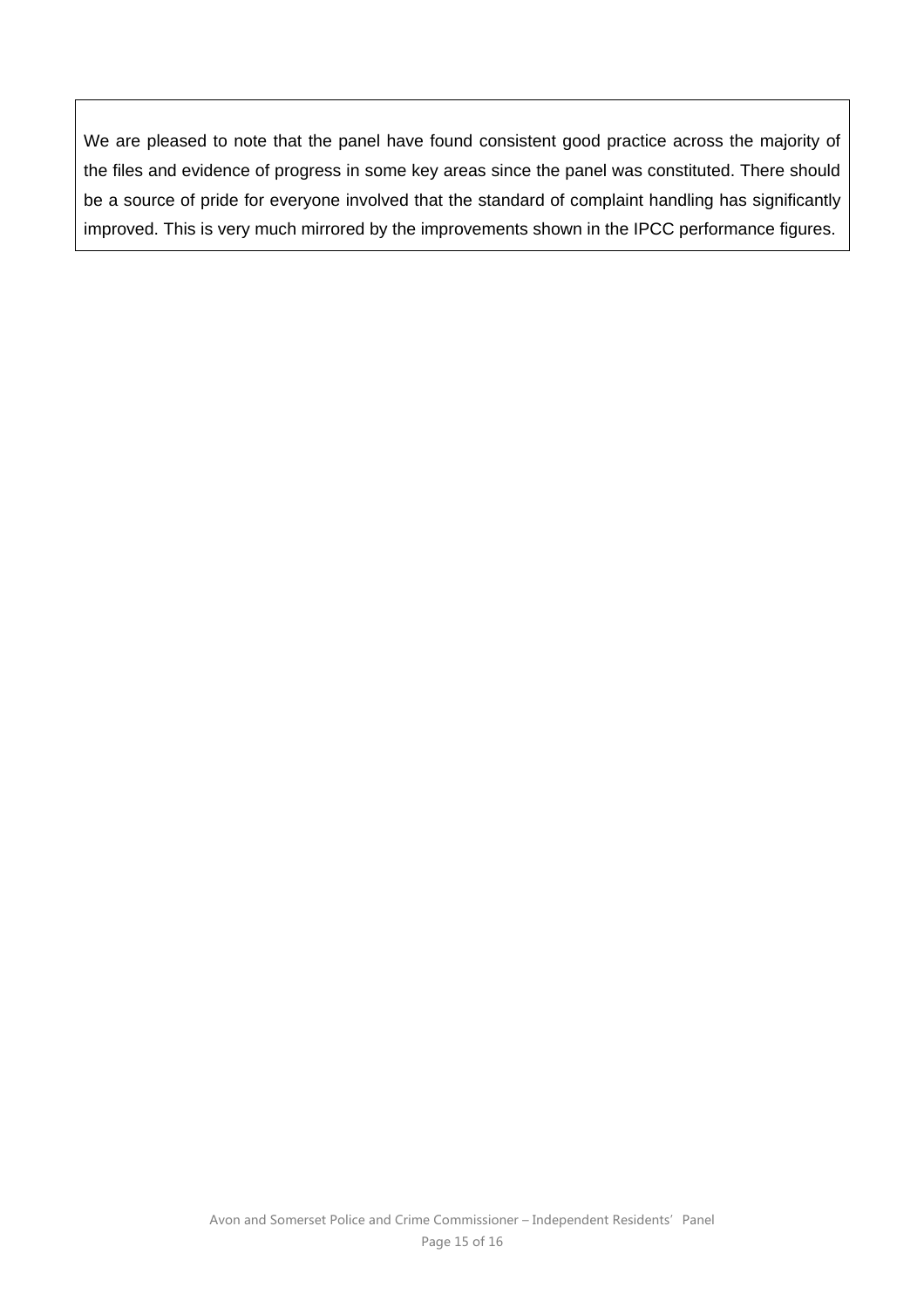We are pleased to note that the panel have found consistent good practice across the majority of the files and evidence of progress in some key areas since the panel was constituted. There should be a source of pride for everyone involved that the standard of complaint handling has significantly improved. This is very much mirrored by the improvements shown in the IPCC performance figures.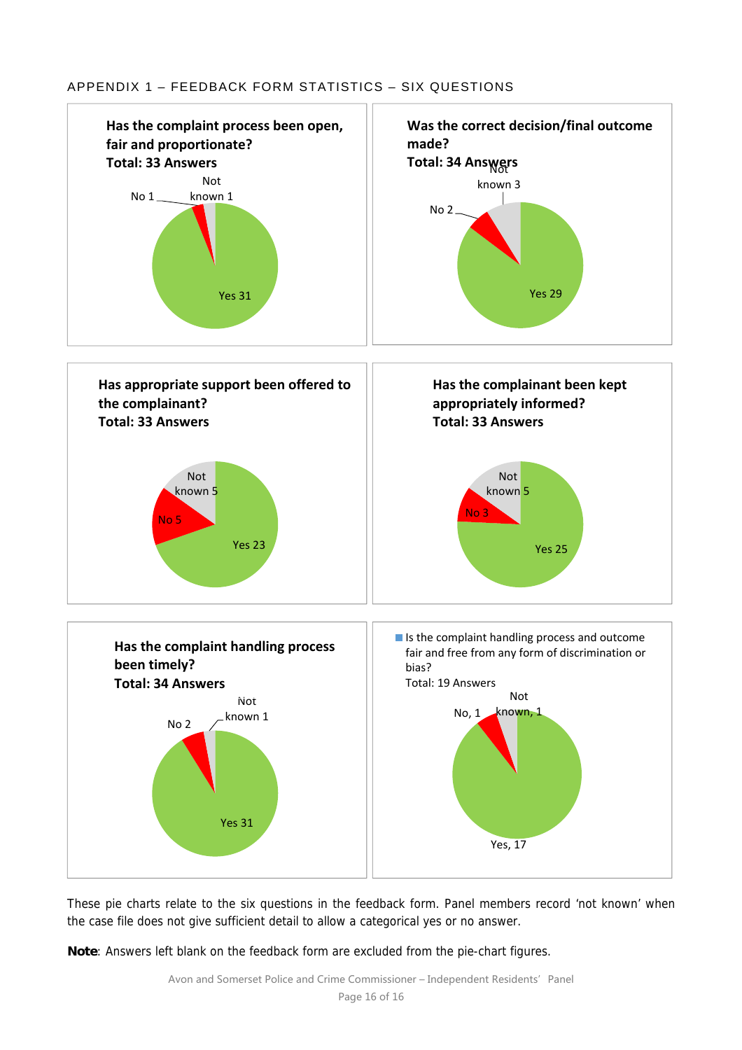## APPENDIX 1 – FEEDBACK FORM STATISTICS – SIX QUESTIONS

**Has the complaint process been open, fair and proportionate?**
**Total: 33 Answers**

No 1
Not known 1
Yes 31

**Was the correct decision/final outcome made?**
**Total: 34 Answers**

Not known 3
No 2
Yes 29

**Has appropriate support been offered to the complainant?**
**Total: 33 Answers**

Not known 5
No 5
Yes 23

**Has the complainant been kept appropriately informed?**
**Total: 33 Answers**

Not known 5
No 3
Yes 25

**Has the complaint handling process been timely?**
**Total: 34 Answers**

Not known 1
No 2
Yes 31

Is the complaint handling process and outcome fair and free from any form of discrimination or bias?
Total: 19 Answers

Not known, 1
No, 1
Yes, 17

These pie charts relate to the six questions in the feedback form. Panel members record 'not known' when the case file does not give sufficient detail to allow a categorical yes or no answer.

**Note**: Answers left blank on the feedback form are excluded from the pie-chart figures.